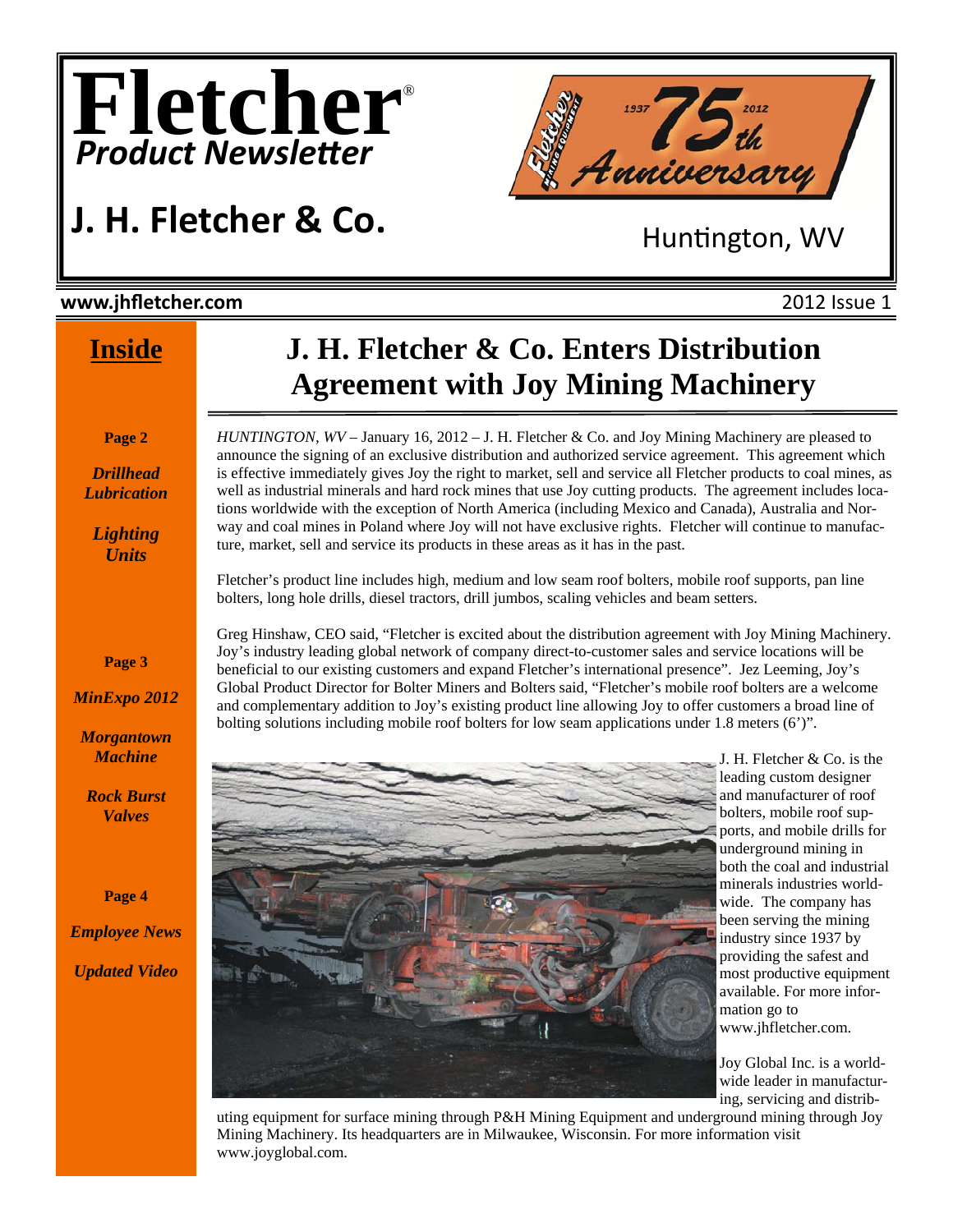# Fletcher®
## *Product Newsletter*

## J. H. Fletcher & Co.

Huntington, WV

**www.jhfletcher.com**

2012 Issue 1

## Inside

**Page 2**

***Drillhead Lubrication***

***Lighting Units***

**Page 3**

***MinExpo 2012***

***Morgantown Machine***

***Rock Burst Valves***

**Page 4**

***Employee News***

***Updated Video***

# J. H. Fletcher & Co. Enters Distribution Agreement with Joy Mining Machinery

*HUNTINGTON, WV* – January 16, 2012 – J. H. Fletcher & Co. and Joy Mining Machinery are pleased to announce the signing of an exclusive distribution and authorized service agreement. This agreement which is effective immediately gives Joy the right to market, sell and service all Fletcher products to coal mines, as well as industrial minerals and hard rock mines that use Joy cutting products. The agreement includes locations worldwide with the exception of North America (including Mexico and Canada), Australia and Norway and coal mines in Poland where Joy will not have exclusive rights. Fletcher will continue to manufacture, market, sell and service its products in these areas as it has in the past.

Fletcher's product line includes high, medium and low seam roof bolters, mobile roof supports, pan line bolters, long hole drills, diesel tractors, drill jumbos, scaling vehicles and beam setters.

Greg Hinshaw, CEO said, "Fletcher is excited about the distribution agreement with Joy Mining Machinery. Joy's industry leading global network of company direct-to-customer sales and service locations will be beneficial to our existing customers and expand Fletcher's international presence". Jez Leeming, Joy's Global Product Director for Bolter Miners and Bolters said, "Fletcher's mobile roof bolters are a welcome and complementary addition to Joy's existing product line allowing Joy to offer customers a broad line of bolting solutions including mobile roof bolters for low seam applications under 1.8 meters (6')".

J. H. Fletcher & Co. is the leading custom designer and manufacturer of roof bolters, mobile roof supports, and mobile drills for underground mining in both the coal and industrial minerals industries worldwide. The company has been serving the mining industry since 1937 by providing the safest and most productive equipment available. For more information go to www.jhfletcher.com.

Joy Global Inc. is a worldwide leader in manufacturing, servicing and distributing equipment for surface mining through P&H Mining Equipment and underground mining through Joy Mining Machinery. Its headquarters are in Milwaukee, Wisconsin. For more information visit www.joyglobal.com.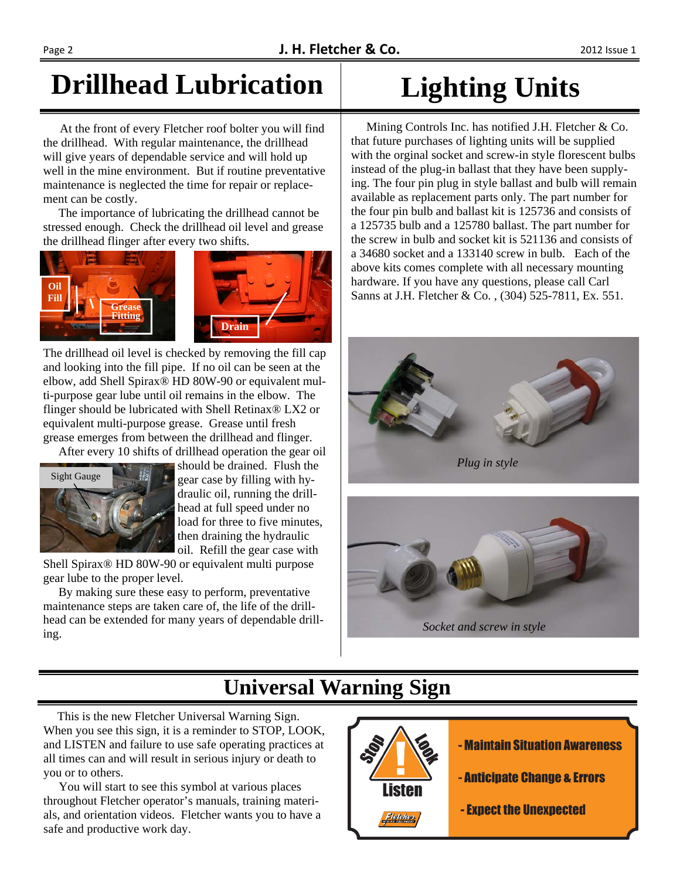# Drillhead Lubrication

At the front of every Fletcher roof bolter you will find the drillhead. With regular maintenance, the drillhead will give years of dependable service and will hold up well in the mine environment. But if routine preventative maintenance is neglected the time for repair or replacement can be costly.

The importance of lubricating the drillhead cannot be stressed enough. Check the drillhead oil level and grease the drillhead flinger after every two shifts.

Oil Fill

Grease Fitting

Drain

The drillhead oil level is checked by removing the fill cap and looking into the fill pipe. If no oil can be seen at the elbow, add Shell Spirax® HD 80W-90 or equivalent multi-purpose gear lube until oil remains in the elbow. The flinger should be lubricated with Shell Retinax® LX2 or equivalent multi-purpose grease. Grease until fresh grease emerges from between the drillhead and flinger.

After every 10 shifts of drillhead operation the gear oil should be drained. Flush the gear case by filling with hydraulic oil, running the drillhead at full speed under no load for three to five minutes, then draining the hydraulic oil. Refill the gear case with Shell Spirax® HD 80W-90 or equivalent multi purpose gear lube to the proper level.

Sight Gauge

By making sure these easy to perform, preventative maintenance steps are taken care of, the life of the drillhead can be extended for many years of dependable drilling.

# Lighting Units

Mining Controls Inc. has notified J.H. Fletcher & Co. that future purchases of lighting units will be supplied with the orginal socket and screw-in style florescent bulbs instead of the plug-in ballast that they have been supplying. The four pin plug in style ballast and bulb will remain available as replacement parts only. The part number for the four pin bulb and ballast kit is 125736 and consists of a 125735 bulb and a 125780 ballast. The part number for the screw in bulb and socket kit is 521136 and consists of a 34680 socket and a 133140 screw in bulb. Each of the above kits comes complete with all necessary mounting hardware. If you have any questions, please call Carl Sanns at J.H. Fletcher & Co. , (304) 525-7811, Ex. 551.

*Plug in style*

*Socket and screw in style*

# Universal Warning Sign

This is the new Fletcher Universal Warning Sign. When you see this sign, it is a reminder to STOP, LOOK, and LISTEN and failure to use safe operating practices at all times can and will result in serious injury or death to you or to others.

You will start to see this symbol at various places throughout Fletcher operator's manuals, training materials, and orientation videos. Fletcher wants you to have a safe and productive work day.

Stop Look Listen

- Maintain Situation Awareness
- Anticipate Change & Errors
- Expect the Unexpected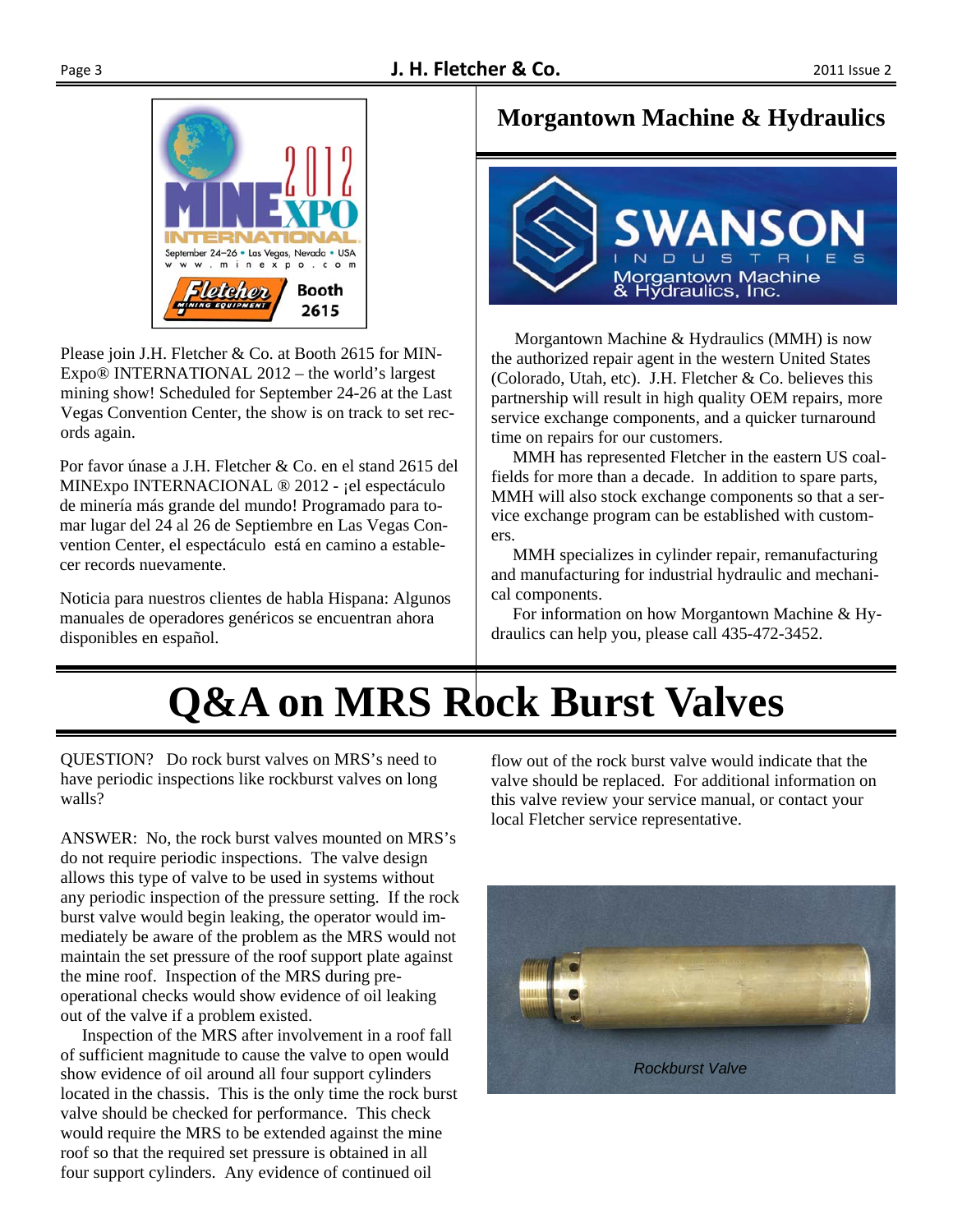Please join J.H. Fletcher & Co. at Booth 2615 for MINExpo® INTERNATIONAL 2012 – the world's largest mining show! Scheduled for September 24-26 at the Last Vegas Convention Center, the show is on track to set records again.

Por favor únase a J.H. Fletcher & Co. en el stand 2615 del MINExpo INTERNACIONAL ® 2012 - ¡el espectáculo de minería más grande del mundo! Programado para tomar lugar del 24 al 26 de Septiembre en Las Vegas Convention Center, el espectáculo está en camino a establecer records nuevamente.

Noticia para nuestros clientes de habla Hispana: Algunos manuales de operadores genéricos se encuentran ahora disponibles en español.

## Morgantown Machine & Hydraulics

Morgantown Machine & Hydraulics (MMH) is now the authorized repair agent in the western United States (Colorado, Utah, etc). J.H. Fletcher & Co. believes this partnership will result in high quality OEM repairs, more service exchange components, and a quicker turnaround time on repairs for our customers.

MMH has represented Fletcher in the eastern US coalfields for more than a decade. In addition to spare parts, MMH will also stock exchange components so that a service exchange program can be established with customers.

MMH specializes in cylinder repair, remanufacturing and manufacturing for industrial hydraulic and mechanical components.

For information on how Morgantown Machine & Hydraulics can help you, please call 435-472-3452.

# Q&A on MRS Rock Burst Valves

QUESTION? Do rock burst valves on MRS's need to have periodic inspections like rockburst valves on long walls?

ANSWER: No, the rock burst valves mounted on MRS's do not require periodic inspections. The valve design allows this type of valve to be used in systems without any periodic inspection of the pressure setting. If the rock burst valve would begin leaking, the operator would immediately be aware of the problem as the MRS would not maintain the set pressure of the roof support plate against the mine roof. Inspection of the MRS during pre-operational checks would show evidence of oil leaking out of the valve if a problem existed.

Inspection of the MRS after involvement in a roof fall of sufficient magnitude to cause the valve to open would show evidence of oil around all four support cylinders located in the chassis. This is the only time the rock burst valve should be checked for performance. This check would require the MRS to be extended against the mine roof so that the required set pressure is obtained in all four support cylinders. Any evidence of continued oil flow out of the rock burst valve would indicate that the valve should be replaced. For additional information on this valve review your service manual, or contact your local Fletcher service representative.

*Rockburst Valve*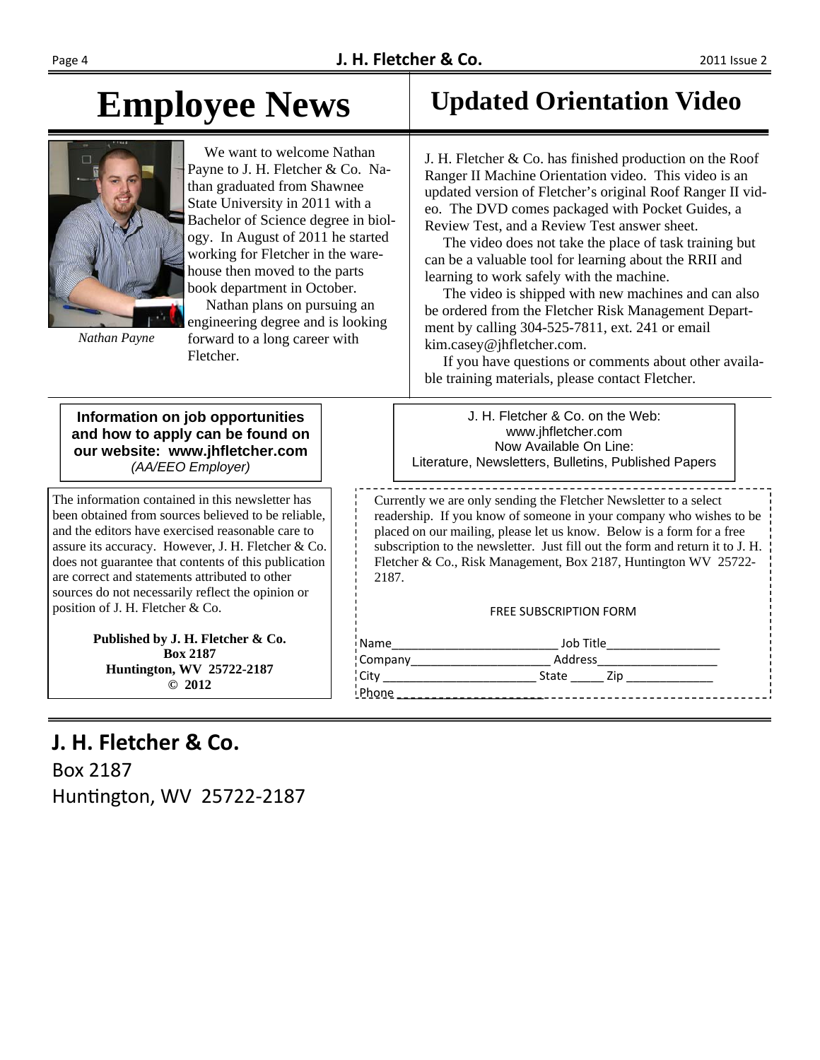# Employee News

*Nathan Payne*

We want to welcome Nathan Payne to J. H. Fletcher & Co. Nathan graduated from Shawnee State University in 2011 with a Bachelor of Science degree in biology. In August of 2011 he started working for Fletcher in the warehouse then moved to the parts book department in October.

Nathan plans on pursuing an engineering degree and is looking forward to a long career with Fletcher.

# Updated Orientation Video

J. H. Fletcher & Co. has finished production on the Roof Ranger II Machine Orientation video. This video is an updated version of Fletcher's original Roof Ranger II video. The DVD comes packaged with Pocket Guides, a Review Test, and a Review Test answer sheet.

The video does not take the place of task training but can be a valuable tool for learning about the RRII and learning to work safely with the machine.

The video is shipped with new machines and can also be ordered from the Fletcher Risk Management Department by calling 304-525-7811, ext. 241 or email kim.casey@jhfletcher.com.

If you have questions or comments about other available training materials, please contact Fletcher.

**Information on job opportunities and how to apply can be found on our website: www.jhfletcher.com**
*(AA/EEO Employer)*

J. H. Fletcher & Co. on the Web:
www.jhfletcher.com
Now Available On Line:
Literature, Newsletters, Bulletins, Published Papers

The information contained in this newsletter has been obtained from sources believed to be reliable, and the editors have exercised reasonable care to assure its accuracy. However, J. H. Fletcher & Co. does not guarantee that contents of this publication are correct and statements attributed to other sources do not necessarily reflect the opinion or position of J. H. Fletcher & Co.

**Published by J. H. Fletcher & Co.**
**Box 2187**
**Huntington, WV 25722-2187**
**© 2012**

Currently we are only sending the Fletcher Newsletter to a select readership. If you know of someone in your company who wishes to be placed on our mailing, please let us know. Below is a form for a free subscription to the newsletter. Just fill out the form and return it to J. H. Fletcher & Co., Risk Management, Box 2187, Huntington WV 25722-2187.

FREE SUBSCRIPTION FORM

Name________________________ Job Title________________
Company____________________ Address_________________
City ______________________ State _____ Zip _____________
Phone ____________________

**J. H. Fletcher & Co.**
Box 2187
Huntington, WV 25722-2187